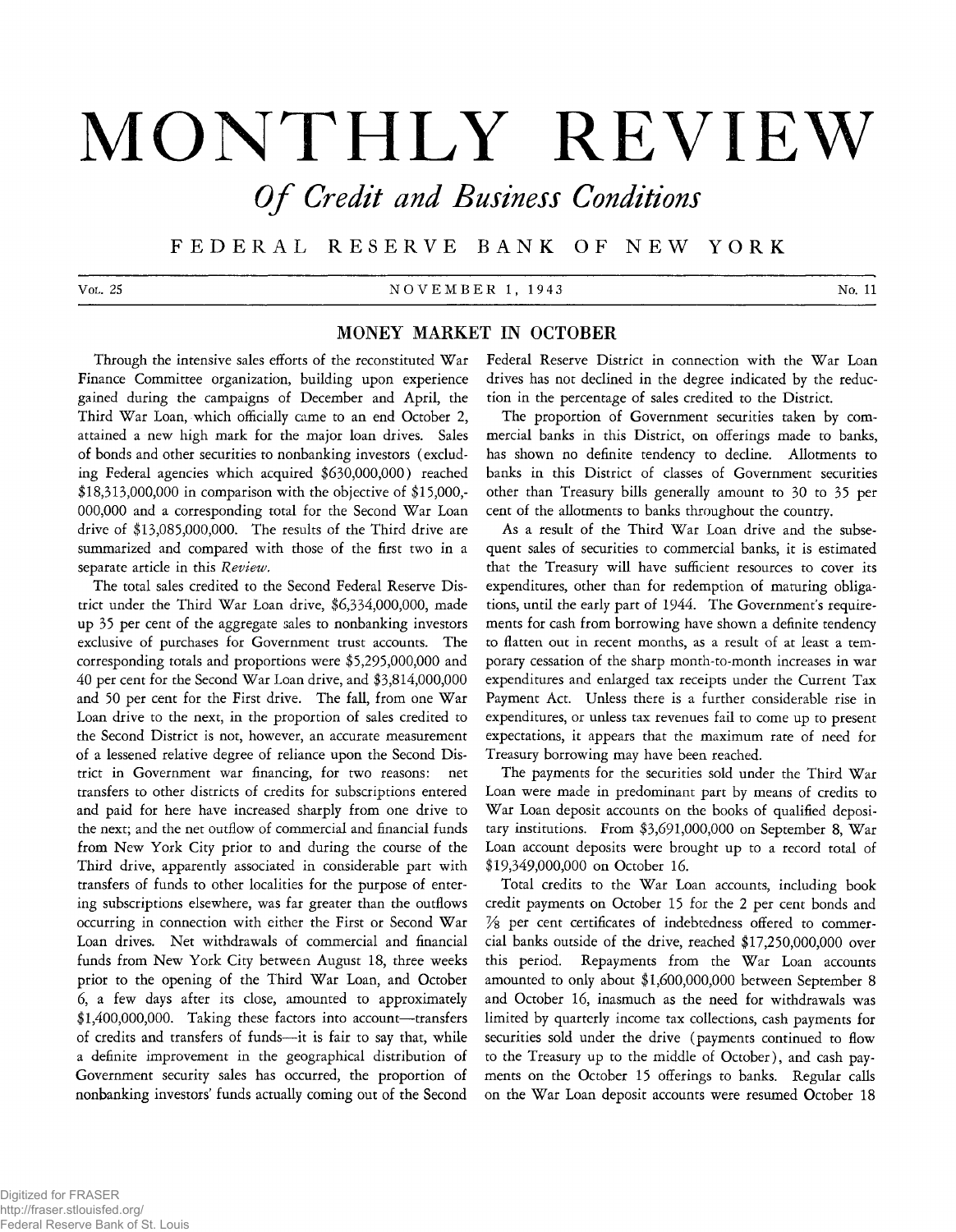# MONTHLY REVIEW

## *Of Credit and Business Conditions*

### FEDERAL RESERVE BANK OF NEW YORK

Vol. 25 — NOVEMBER 1, 1943 — No. 11

## MONEY MARKET IN OCTOBER

Through the intensive sales efforts of the reconstituted War Finance Committee organization, building upon experience gained during the campaigns of December and April, the Third War Loan, which officially came to an end October 2, attained a new high mark for the major loan drives. Sales of bonds and other securities to nonbanking investors (excluding Federal agencies which acquired $630,000,000) reached $18,313,000,000 in comparison with the objective of $15,000,000,000 and a corresponding total for the Second War Loan drive of $13,085,000,000. The results of the Third drive are summarized and compared with those of the first two in a separate article in this *Review*.

The total sales credited to the Second Federal Reserve District under the Third War Loan drive, $6,334,000,000, made up 35 per cent of the aggregate sales to nonbanking investors exclusive of purchases for Government trust accounts. The corresponding totals and proportions were $5,295,000,000 and 40 per cent for the Second War Loan drive, and $3,814,000,000 and 50 per cent for the First drive. The fall, from one War Loan drive to the next, in the proportion of sales credited to the Second District is not, however, an accurate measurement of a lessened relative degree of reliance upon the Second District in Government war financing, for two reasons: net transfers to other districts of credits for subscriptions entered and paid for here have increased sharply from one drive to the next; and the net outflow of commercial and financial funds from New York City prior to and during the course of the Third drive, apparently associated in considerable part with transfers of funds to other localities for the purpose of entering subscriptions elsewhere, was far greater than the outflows occurring in connection with either the First or Second War Loan drives. Net withdrawals of commercial and financial funds from New York City between August 18, three weeks prior to the opening of the Third War Loan, and October 6, a few days after its close, amounted to approximately $1,400,000,000. Taking these factors into account—transfers of credits and transfers of funds—it is fair to say that, while a definite improvement in the geographical distribution of Government security sales has occurred, the proportion of nonbanking investors' funds actually coming out of the Second Federal Reserve District in connection with the War Loan drives has not declined in the degree indicated by the reduction in the percentage of sales credited to the District.

The proportion of Government securities taken by commercial banks in this District, on offerings made to banks, has shown no definite tendency to decline. Allotments to banks in this District of classes of Government securities other than Treasury bills generally amount to 30 to 35 per cent of the allotments to banks throughout the country.

As a result of the Third War Loan drive and the subsequent sales of securities to commercial banks, it is estimated that the Treasury will have sufficient resources to cover its expenditures, other than for redemption of maturing obligations, until the early part of 1944. The Government's requirements for cash from borrowing have shown a definite tendency to flatten out in recent months, as a result of at least a temporary cessation of the sharp month-to-month increases in war expenditures and enlarged tax receipts under the Current Tax Payment Act. Unless there is a further considerable rise in expenditures, or unless tax revenues fail to come up to present expectations, it appears that the maximum rate of need for Treasury borrowing may have been reached.

The payments for the securities sold under the Third War Loan were made in predominant part by means of credits to War Loan deposit accounts on the books of qualified depositary institutions. From $3,691,000,000 on September 8, War Loan account deposits were brought up to a record total of $19,349,000,000 on October 16.

Total credits to the War Loan accounts, including book credit payments on October 15 for the 2 per cent bonds and ⅞ per cent certificates of indebtedness offered to commercial banks outside of the drive, reached $17,250,000,000 over this period. Repayments from the War Loan accounts amounted to only about $1,600,000,000 between September 8 and October 16, inasmuch as the need for withdrawals was limited by quarterly income tax collections, cash payments for securities sold under the drive (payments continued to flow to the Treasury up to the middle of October), and cash payments on the October 15 offerings to banks. Regular calls on the War Loan deposit accounts were resumed October 18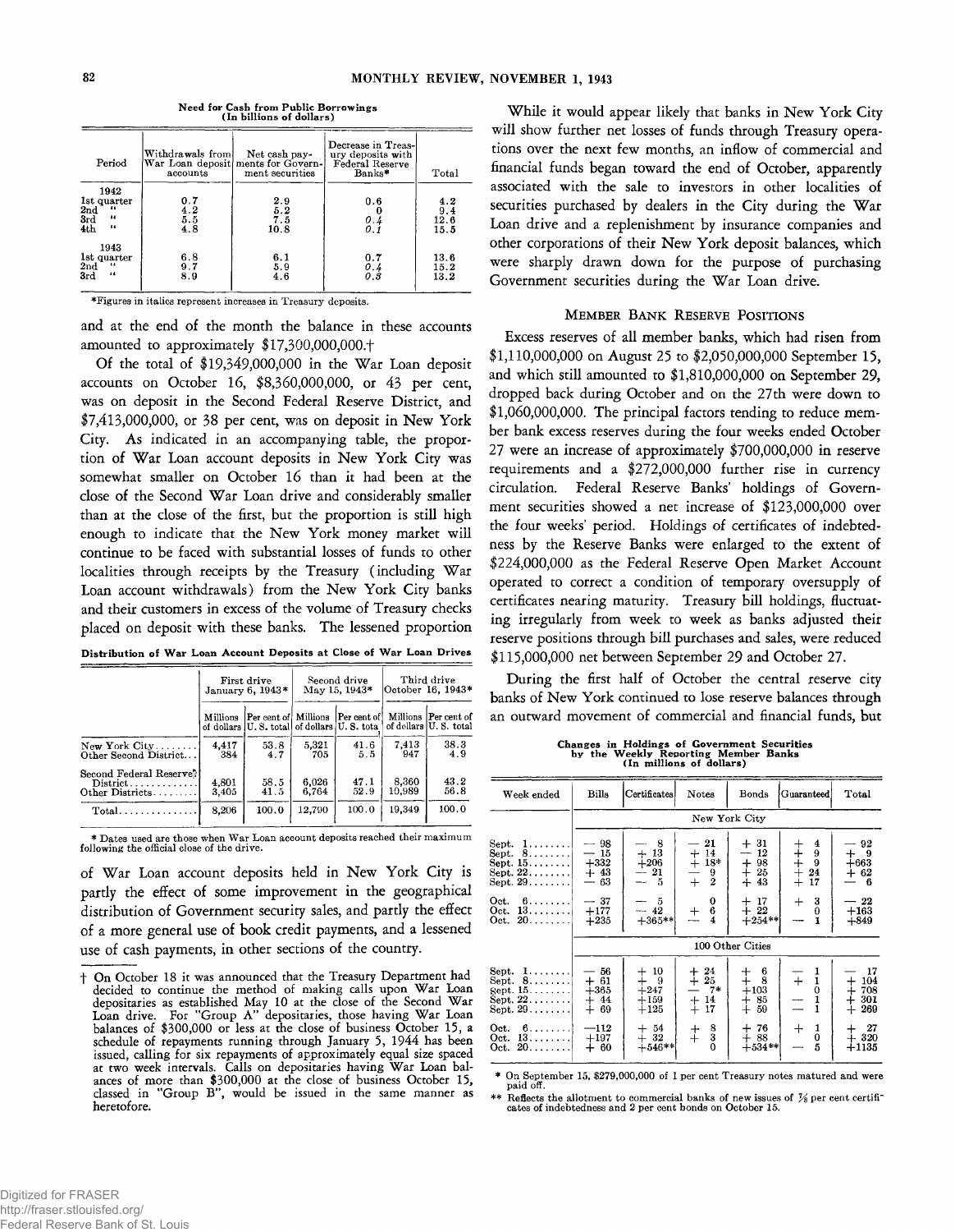**Need for Cash from Public Borrowings**
**(In billions of dollars)**

| Period | Withdrawals from War Loan deposit accounts | Net cash payments for Government securities | Decrease in Treasury deposits with Federal Reserve Banks* | Total |
|---|---|---|---|---|
| 1942 | | | | |
| 1st quarter | 0.7 | 2.9 | 0.6 | 4.2 |
| 2nd " | 4.2 | 5.2 | 0 | 9.4 |
| 3rd " | 5.5 | 7.5 | *0.4* | 12.6 |
| 4th " | 4.8 | 10.8 | *0.1* | 15.5 |
| 1943 | | | | |
| 1st quarter | 6.8 | 6.1 | 0.7 | 13.6 |
| 2nd " | 9.7 | 5.9 | *0.4* | 15.2 |
| 3rd " | 8.9 | 4.6 | *0.3* | 13.2 |

*Figures in italics represent increases in Treasury deposits.

and at the end of the month the balance in these accounts amounted to approximately $17,300,000,000.†

Of the total of $19,349,000,000 in the War Loan deposit accounts on October 16, $8,360,000,000, or 43 per cent, was on deposit in the Second Federal Reserve District, and $7,413,000,000, or 38 per cent, was on deposit in New York City. As indicated in an accompanying table, the proportion of War Loan account deposits in New York City was somewhat smaller on October 16 than it had been at the close of the Second War Loan drive and considerably smaller than at the close of the first, but the proportion is still high enough to indicate that the New York money market will continue to be faced with substantial losses of funds to other localities through receipts by the Treasury (including War Loan account withdrawals) from the New York City banks and their customers in excess of the volume of Treasury checks placed on deposit with these banks. The lessened proportion

**Distribution of War Loan Account Deposits at Close of War Loan Drives**

| | First drive January 6, 1943* | | Second drive May 15, 1943* | | Third drive October 16, 1943* | |
|---|---|---|---|---|---|---|
| | Millions of dollars | Per cent of U. S. total | Millions of dollars | Per cent of U. S. total | Millions of dollars | Per cent of U. S. total |
| New York City | 4,417 | 53.8 | 5,321 | 41.6 | 7,413 | 38.3 |
| Other Second District | 384 | 4.7 | 705 | 5.5 | 947 | 4.9 |
| Second Federal Reserve District | 4,801 | 58.5 | 6,026 | 47.1 | 8,360 | 43.2 |
| Other Districts | 3,405 | 41.5 | 6,764 | 52.9 | 10,989 | 56.8 |
| Total | 8,206 | 100.0 | 12,790 | 100.0 | 19,349 | 100.0 |

\* Dates used are those when War Loan account deposits reached their maximum following the official close of the drive.

of War Loan account deposits held in New York City is partly the effect of some improvement in the geographical distribution of Government security sales, and partly the effect of a more general use of book credit payments, and a lessened use of cash payments, in other sections of the country.

† On October 18 it was announced that the Treasury Department had decided to continue the method of making calls upon War Loan depositaries as established May 10 at the close of the Second War Loan drive. For "Group A" depositaries, those having War Loan balances of $300,000 or less at the close of business October 15, a schedule of repayments running through January 5, 1944 has been issued, calling for six repayments of approximately equal size spaced at two week intervals. Calls on depositaries having War Loan balances of more than $300,000 at the close of business October 15, classed in "Group B", would be issued in the same manner as heretofore.

While it would appear likely that banks in New York City will show further net losses of funds through Treasury operations over the next few months, an inflow of commercial and financial funds began toward the end of October, apparently associated with the sale to investors in other localities of securities purchased by dealers in the City during the War Loan drive and a replenishment by insurance companies and other corporations of their New York deposit balances, which were sharply drawn down for the purpose of purchasing Government securities during the War Loan drive.

## Member Bank Reserve Positions

Excess reserves of all member banks, which had risen from $1,110,000,000 on August 25 to $2,050,000,000 September 15, and which still amounted to $1,810,000,000 on September 29, dropped back during October and on the 27th were down to $1,060,000,000. The principal factors tending to reduce member bank excess reserves during the four weeks ended October 27 were an increase of approximately $700,000,000 in reserve requirements and a $272,000,000 further rise in currency circulation. Federal Reserve Banks' holdings of Government securities showed a net increase of $123,000,000 over the four weeks' period. Holdings of certificates of indebtedness by the Reserve Banks were enlarged to the extent of $224,000,000 as the Federal Reserve Open Market Account operated to correct a condition of temporary oversupply of certificates nearing maturity. Treasury bill holdings, fluctuating irregularly from week to week as banks adjusted their reserve positions through bill purchases and sales, were reduced $115,000,000 net between September 29 and October 27.

During the first half of October the central reserve city banks of New York continued to lose reserve balances through an outward movement of commercial and financial funds, but

**Changes in Holdings of Government Securities by the Weekly Reporting Member Banks**
**(In millions of dollars)**

| Week ended | Bills | Certificates | Notes | Bonds | Guaranteed | Total |
|---|---|---|---|---|---|---|
| | New York City | | | | | |
| Sept. 1 | −98 | −8 | −21 | +31 | +4 | −92 |
| Sept. 8 | −15 | +13 | +14 | −12 | +9 | +9 |
| Sept. 15 | +332 | +206 | +18* | +98 | +9 | +663 |
| Sept. 22 | +43 | −21 | −9 | +25 | +24 | +62 |
| Sept. 29 | −63 | −5 | +2 | +43 | +17 | −6 |
| Oct. 6 | −37 | −5 | 0 | +17 | +3 | −22 |
| Oct. 13 | +177 | −42 | +6 | +22 | 0 | +163 |
| Oct. 20 | +235 | +365** | −4 | +254** | −1 | +849 |
| | 100 Other Cities | | | | | |
| Sept. 1 | −56 | +10 | +24 | +6 | −1 | −17 |
| Sept. 8 | +61 | +9 | +25 | +8 | +1 | +104 |
| Sept. 15 | +365 | +247 | −7* | +103 | 0 | +708 |
| Sept. 22 | +44 | +159 | +14 | +85 | −1 | +301 |
| Sept. 29 | +69 | +125 | +17 | +59 | −1 | +269 |
| Oct. 6 | −112 | +54 | +8 | +76 | +1 | +27 |
| Oct. 13 | +197 | +32 | +3 | +88 | 0 | +320 |
| Oct. 20 | +60 | +546** | 0 | +534** | −5 | +1135 |

\* On September 15, $279,000,000 of 1 per cent Treasury notes matured and were paid off.
\*\* Reflects the allotment to commercial banks of new issues of ⅞ per cent certificates of indebtedness and 2 per cent bonds on October 15.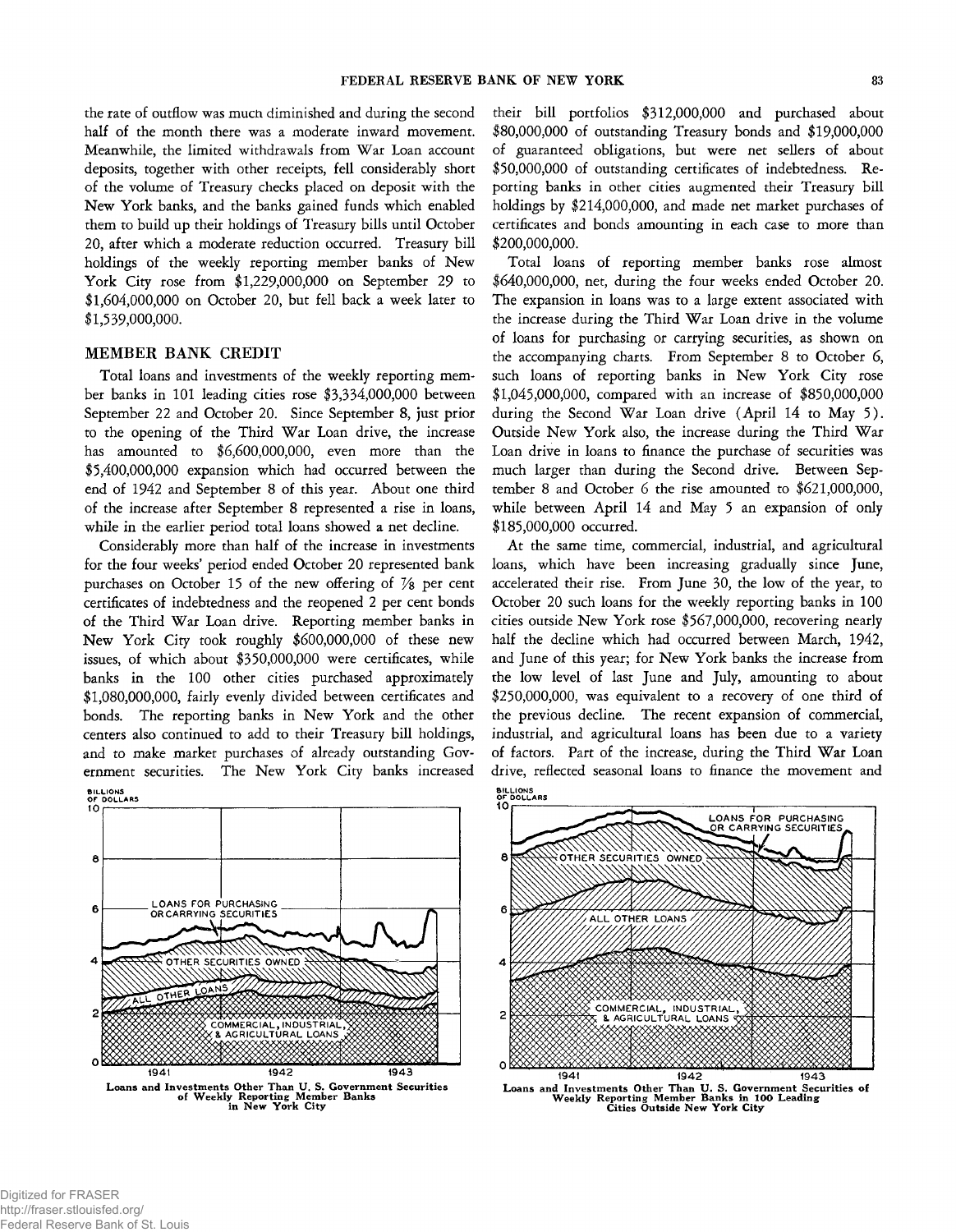the rate of outflow was much diminished and during the second half of the month there was a moderate inward movement. Meanwhile, the limited withdrawals from War Loan account deposits, together with other receipts, fell considerably short of the volume of Treasury checks placed on deposit with the New York banks, and the banks gained funds which enabled them to build up their holdings of Treasury bills until October 20, after which a moderate reduction occurred. Treasury bill holdings of the weekly reporting member banks of New York City rose from $1,229,000,000 on September 29 to $1,604,000,000 on October 20, but fell back a week later to $1,539,000,000.

## MEMBER BANK CREDIT

Total loans and investments of the weekly reporting member banks in 101 leading cities rose $3,334,000,000 between September 22 and October 20. Since September 8, just prior to the opening of the Third War Loan drive, the increase has amounted to $6,600,000,000, even more than the $5,400,000,000 expansion which had occurred between the end of 1942 and September 8 of this year. About one third of the increase after September 8 represented a rise in loans, while in the earlier period total loans showed a net decline.

Considerably more than half of the increase in investments for the four weeks' period ended October 20 represented bank purchases on October 15 of the new offering of ⅞ per cent certificates of indebtedness and the reopened 2 per cent bonds of the Third War Loan drive. Reporting member banks in New York City took roughly $600,000,000 of these new issues, of which about $350,000,000 were certificates, while banks in the 100 other cities purchased approximately $1,080,000,000, fairly evenly divided between certificates and bonds. The reporting banks in New York and the other centers also continued to add to their Treasury bill holdings, and to make market purchases of already outstanding Government securities. The New York City banks increased their bill portfolios $312,000,000 and purchased about $80,000,000 of outstanding Treasury bonds and $19,000,000 of guaranteed obligations, but were net sellers of about $50,000,000 of outstanding certificates of indebtedness. Reporting banks in other cities augmented their Treasury bill holdings by $214,000,000, and made net market purchases of certificates and bonds amounting in each case to more than $200,000,000.

Total loans of reporting member banks rose almost $640,000,000, net, during the four weeks ended October 20. The expansion in loans was to a large extent associated with the increase during the Third War Loan drive in the volume of loans for purchasing or carrying securities, as shown on the accompanying charts. From September 8 to October 6, such loans of reporting banks in New York City rose $1,045,000,000, compared with an increase of $850,000,000 during the Second War Loan drive (April 14 to May 5). Outside New York also, the increase during the Third War Loan drive in loans to finance the purchase of securities was much larger than during the Second drive. Between September 8 and October 6 the rise amounted to $621,000,000, while between April 14 and May 5 an expansion of only $185,000,000 occurred.

At the same time, commercial, industrial, and agricultural loans, which have been increasing gradually since June, accelerated their rise. From June 30, the low of the year, to October 20 such loans for the weekly reporting banks in 100 cities outside New York rose $567,000,000, recovering nearly half the decline which had occurred between March, 1942, and June of this year; for New York banks the increase from the low level of last June and July, amounting to about $250,000,000, was equivalent to a recovery of one third of the previous decline. The recent expansion of commercial, industrial, and agricultural loans has been due to a variety of factors. Part of the increase, during the Third War Loan drive, reflected seasonal loans to finance the movement and

**Loans and Investments Other Than U. S. Government Securities of Weekly Reporting Member Banks in New York City**

**Loans and Investments Other Than U. S. Government Securities of Weekly Reporting Member Banks in 100 Leading Cities Outside New York City**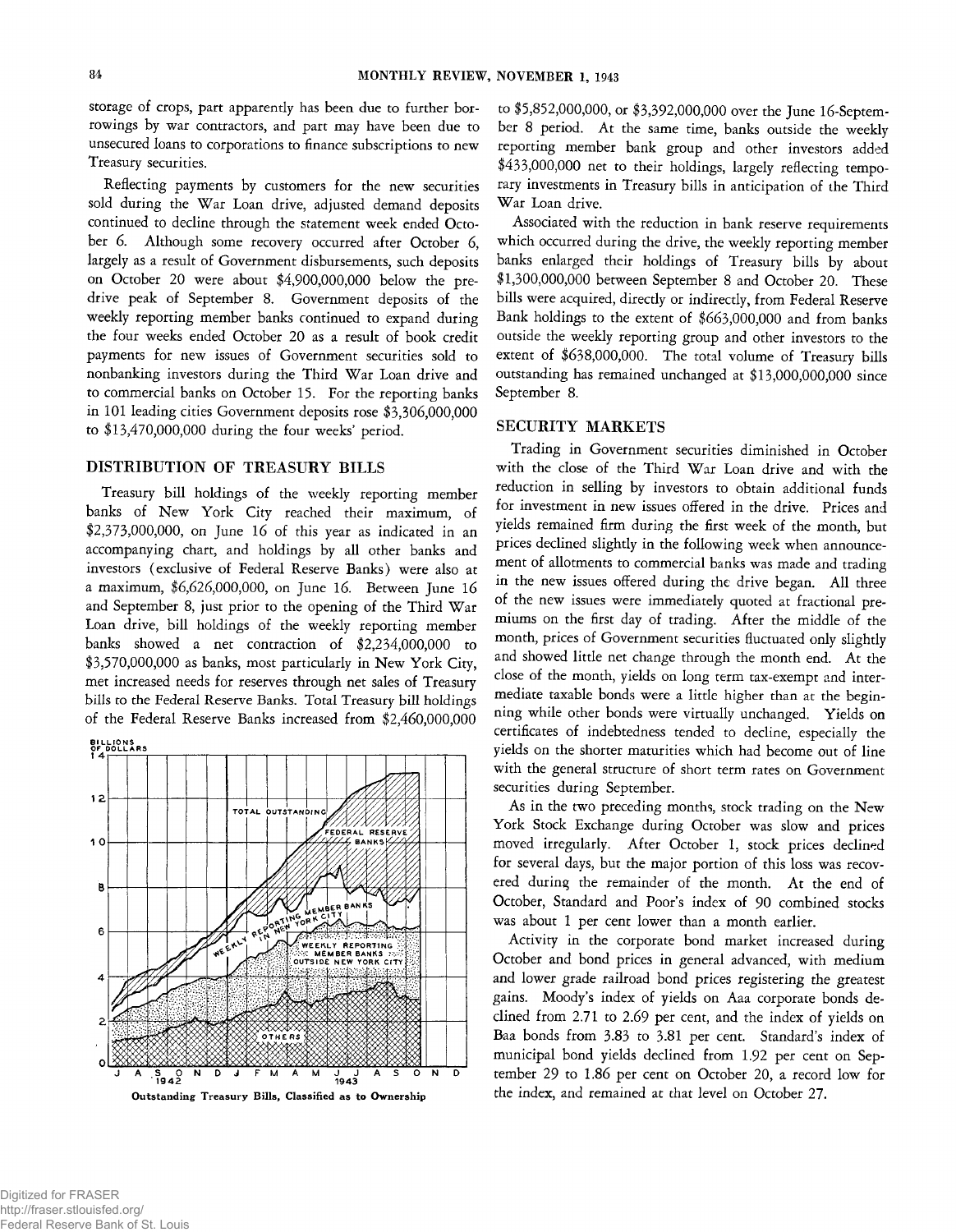storage of crops, part apparently has been due to further borrowings by war contractors, and part may have been due to unsecured loans to corporations to finance subscriptions to new Treasury securities.

Reflecting payments by customers for the new securities sold during the War Loan drive, adjusted demand deposits continued to decline through the statement week ended October 6. Although some recovery occurred after October 6, largely as a result of Government disbursements, such deposits on October 20 were about $4,900,000,000 below the pre-drive peak of September 8. Government deposits of the weekly reporting member banks continued to expand during the four weeks ended October 20 as a result of book credit payments for new issues of Government securities sold to nonbanking investors during the Third War Loan drive and to commercial banks on October 15. For the reporting banks in 101 leading cities Government deposits rose $3,306,000,000 to $13,470,000,000 during the four weeks' period.

## DISTRIBUTION OF TREASURY BILLS

Treasury bill holdings of the weekly reporting member banks of New York City reached their maximum, of $2,373,000,000, on June 16 of this year as indicated in an accompanying chart, and holdings by all other banks and investors (exclusive of Federal Reserve Banks) were also at a maximum, $6,626,000,000, on June 16. Between June 16 and September 8, just prior to the opening of the Third War Loan drive, bill holdings of the weekly reporting member banks showed a net contraction of $2,234,000,000 to $3,570,000,000 as banks, most particularly in New York City, met increased needs for reserves through net sales of Treasury bills to the Federal Reserve Banks. Total Treasury bill holdings of the Federal Reserve Banks increased from $2,460,000,000 to $5,852,000,000, or $3,392,000,000 over the June 16-September 8 period. At the same time, banks outside the weekly reporting member bank group and other investors added $433,000,000 net to their holdings, largely reflecting temporary investments in Treasury bills in anticipation of the Third War Loan drive.

Outstanding Treasury Bills, Classified as to Ownership

Associated with the reduction in bank reserve requirements which occurred during the drive, the weekly reporting member banks enlarged their holdings of Treasury bills by about $1,300,000,000 between September 8 and October 20. These bills were acquired, directly or indirectly, from Federal Reserve Bank holdings to the extent of $663,000,000 and from banks outside the weekly reporting group and other investors to the extent of $638,000,000. The total volume of Treasury bills outstanding has remained unchanged at $13,000,000,000 since September 8.

## SECURITY MARKETS

Trading in Government securities diminished in October with the close of the Third War Loan drive and with the reduction in selling by investors to obtain additional funds for investment in new issues offered in the drive. Prices and yields remained firm during the first week of the month, but prices declined slightly in the following week when announcement of allotments to commercial banks was made and trading in the new issues offered during the drive began. All three of the new issues were immediately quoted at fractional premiums on the first day of trading. After the middle of the month, prices of Government securities fluctuated only slightly and showed little net change through the month end. At the close of the month, yields on long term tax-exempt and intermediate taxable bonds were a little higher than at the beginning while other bonds were virtually unchanged. Yields on certificates of indebtedness tended to decline, especially the yields on the shorter maturities which had become out of line with the general structure of short term rates on Government securities during September.

As in the two preceding months, stock trading on the New York Stock Exchange during October was slow and prices moved irregularly. After October 1, stock prices declined for several days, but the major portion of this loss was recovered during the remainder of the month. At the end of October, Standard and Poor's index of 90 combined stocks was about 1 per cent lower than a month earlier.

Activity in the corporate bond market increased during October and bond prices in general advanced, with medium and lower grade railroad bond prices registering the greatest gains. Moody's index of yields on Aaa corporate bonds declined from 2.71 to 2.69 per cent, and the index of yields on Baa bonds from 3.83 to 3.81 per cent. Standard's index of municipal bond yields declined from 1.92 per cent on September 29 to 1.86 per cent on October 20, a record low for the index, and remained at that level on October 27.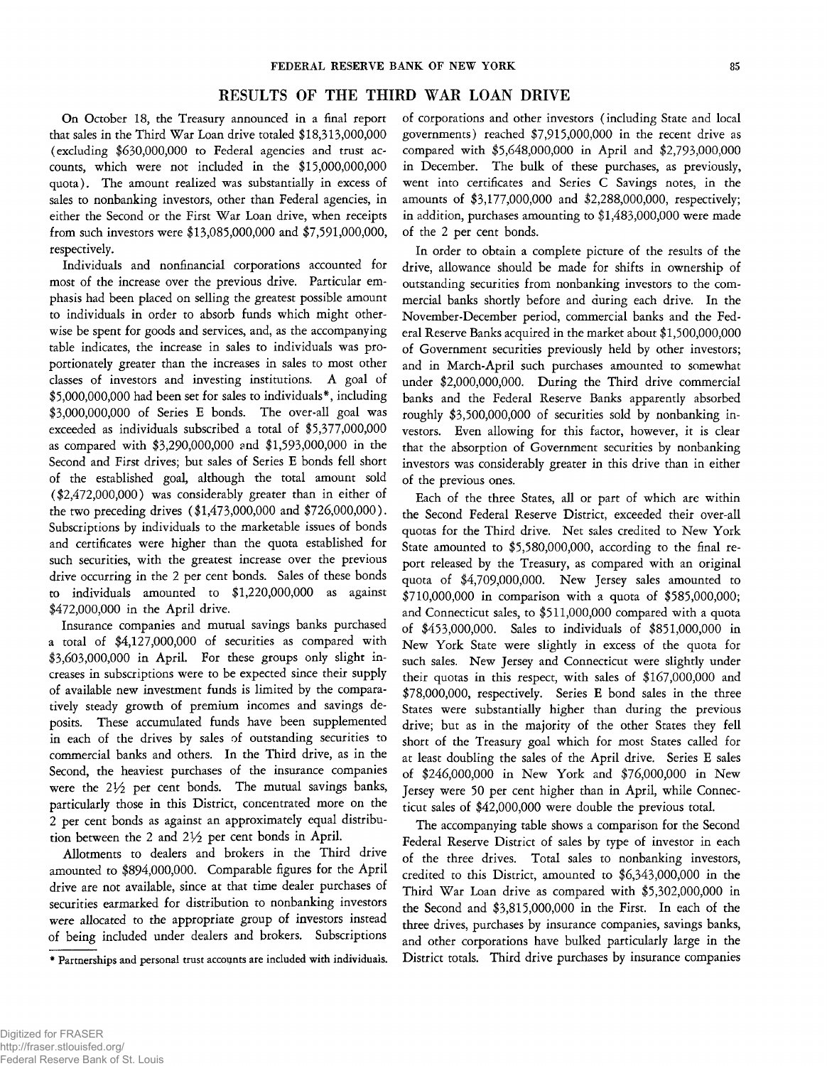## RESULTS OF THE THIRD WAR LOAN DRIVE

On October 18, the Treasury announced in a final report that sales in the Third War Loan drive totaled $18,313,000,000 (excluding $630,000,000 to Federal agencies and trust accounts, which were not included in the $15,000,000,000 quota). The amount realized was substantially in excess of sales to nonbanking investors, other than Federal agencies, in either the Second or the First War Loan drive, when receipts from such investors were $13,085,000,000 and $7,591,000,000, respectively.

Individuals and nonfinancial corporations accounted for most of the increase over the previous drive. Particular emphasis had been placed on selling the greatest possible amount to individuals in order to absorb funds which might otherwise be spent for goods and services, and, as the accompanying table indicates, the increase in sales to individuals was proportionately greater than the increases in sales to most other classes of investors and investing institutions. A goal of $5,000,000,000 had been set for sales to individuals*, including $3,000,000,000 of Series E bonds. The over-all goal was exceeded as individuals subscribed a total of $5,377,000,000 as compared with $3,290,000,000 and $1,593,000,000 in the Second and First drives; but sales of Series E bonds fell short of the established goal, although the total amount sold ($2,472,000,000) was considerably greater than in either of the two preceding drives ($1,473,000,000 and $726,000,000). Subscriptions by individuals to the marketable issues of bonds and certificates were higher than the quota established for such securities, with the greatest increase over the previous drive occurring in the 2 per cent bonds. Sales of these bonds to individuals amounted to $1,220,000,000 as against $472,000,000 in the April drive.

Insurance companies and mutual savings banks purchased a total of $4,127,000,000 of securities as compared with $3,603,000,000 in April. For these groups only slight increases in subscriptions were to be expected since their supply of available new investment funds is limited by the comparatively steady growth of premium incomes and savings deposits. These accumulated funds have been supplemented in each of the drives by sales of outstanding securities to commercial banks and others. In the Third drive, as in the Second, the heaviest purchases of the insurance companies were the 2½ per cent bonds. The mutual savings banks, particularly those in this District, concentrated more on the 2 per cent bonds as against an approximately equal distribution between the 2 and 2½ per cent bonds in April.

Allotments to dealers and brokers in the Third drive amounted to $894,000,000. Comparable figures for the April drive are not available, since at that time dealer purchases of securities earmarked for distribution to nonbanking investors were allocated to the appropriate group of investors instead of being included under dealers and brokers. Subscriptions of corporations and other investors (including State and local governments) reached $7,915,000,000 in the recent drive as compared with $5,648,000,000 in April and $2,793,000,000 in December. The bulk of these purchases, as previously, went into certificates and Series C Savings notes, in the amounts of $3,177,000,000 and $2,288,000,000, respectively; in addition, purchases amounting to $1,483,000,000 were made of the 2 per cent bonds.

In order to obtain a complete picture of the results of the drive, allowance should be made for shifts in ownership of outstanding securities from nonbanking investors to the commercial banks shortly before and during each drive. In the November-December period, commercial banks and the Federal Reserve Banks acquired in the market about $1,500,000,000 of Government securities previously held by other investors; and in March-April such purchases amounted to somewhat under $2,000,000,000. During the Third drive commercial banks and the Federal Reserve Banks apparently absorbed roughly $3,500,000,000 of securities sold by nonbanking investors. Even allowing for this factor, however, it is clear that the absorption of Government securities by nonbanking investors was considerably greater in this drive than in either of the previous ones.

Each of the three States, all or part of which are within the Second Federal Reserve District, exceeded their over-all quotas for the Third drive. Net sales credited to New York State amounted to $5,580,000,000, according to the final report released by the Treasury, as compared with an original quota of $4,709,000,000. New Jersey sales amounted to $710,000,000 in comparison with a quota of $585,000,000; and Connecticut sales, to $511,000,000 compared with a quota of $453,000,000. Sales to individuals of $851,000,000 in New York State were slightly in excess of the quota for such sales. New Jersey and Connecticut were slightly under their quotas in this respect, with sales of $167,000,000 and $78,000,000, respectively. Series E bond sales in the three States were substantially higher than during the previous drive; but as in the majority of the other States they fell short of the Treasury goal which for most States called for at least doubling the sales of the April drive. Series E sales of $246,000,000 in New York and $76,000,000 in New Jersey were 50 per cent higher than in April, while Connecticut sales of $42,000,000 were double the previous total.

The accompanying table shows a comparison for the Second Federal Reserve District of sales by type of investor in each of the three drives. Total sales to nonbanking investors, credited to this District, amounted to $6,343,000,000 in the Third War Loan drive as compared with $5,302,000,000 in the Second and $3,815,000,000 in the First. In each of the three drives, purchases by insurance companies, savings banks, and other corporations have bulked particularly large in the District totals. Third drive purchases by insurance companies

---

\* Partnerships and personal trust accounts are included with individuals.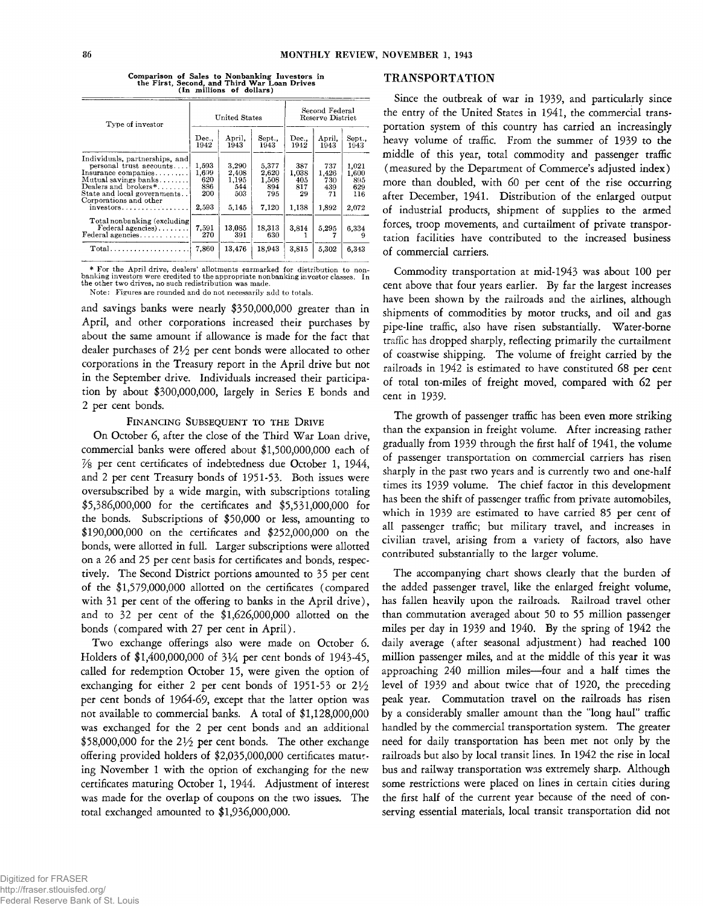**Comparison of Sales to Nonbanking Investors in the First, Second, and Third War Loan Drives**
**(In millions of dollars)**

| Type of investor | United States | | | Second Federal Reserve District | | |
|---|---|---|---|---|---|---|
| | Dec., 1942 | April, 1943 | Sept., 1943 | Dec., 1942 | April, 1943 | Sept., 1943 |
| Individuals, partnerships, and personal trust accounts | 1,593 | 3,290 | 5,377 | 387 | 737 | 1,021 |
| Insurance companies | 1,699 | 2,408 | 2,620 | 1,038 | 1,426 | 1,600 |
| Mutual savings banks | 620 | 1,195 | 1,508 | 405 | 730 | 895 |
| Dealers and brokers* | 886 | 544 | 894 | 817 | 439 | 629 |
| State and local governments | 200 | 503 | 795 | 29 | 71 | 116 |
| Corporations and other investors | 2,593 | 5,145 | 7,120 | 1,138 | 1,892 | 2,072 |
| Total nonbanking (excluding Federal agencies) | 7,591 | 13,085 | 18,313 | 3,814 | 5,295 | 6,334 |
| Federal agencies | 270 | 391 | 630 | 1 | 7 | 9 |
| Total | 7,860 | 13,476 | 18,943 | 3,815 | 5,302 | 6,343 |

* For the April drive, dealers' allotments earmarked for distribution to nonbanking investors were credited to the appropriate nonbanking investor classes. In the other two drives, no such redistribution was made.

Note: Figures are rounded and do not necessarily add to totals.

and savings banks were nearly $350,000,000 greater than in April, and other corporations increased their purchases by about the same amount if allowance is made for the fact that dealer purchases of 2½ per cent bonds were allocated to other corporations in the Treasury report in the April drive but not in the September drive. Individuals increased their participation by about $300,000,000, largely in Series E bonds and 2 per cent bonds.

### Financing Subsequent to the Drive

On October 6, after the close of the Third War Loan drive, commercial banks were offered about $1,500,000,000 each of ⅞ per cent certificates of indebtedness due October 1, 1944, and 2 per cent Treasury bonds of 1951-53. Both issues were oversubscribed by a wide margin, with subscriptions totaling $5,386,000,000 for the certificates and $5,531,000,000 for the bonds. Subscriptions of $50,000 or less, amounting to $190,000,000 on the certificates and $252,000,000 on the bonds, were allotted in full. Larger subscriptions were allotted on a 26 and 25 per cent basis for certificates and bonds, respectively. The Second District portions amounted to 35 per cent of the $1,579,000,000 allotted on the certificates (compared with 31 per cent of the offering to banks in the April drive), and to 32 per cent of the $1,626,000,000 allotted on the bonds (compared with 27 per cent in April).

Two exchange offerings also were made on October 6. Holders of $1,400,000,000 of 3¼ per cent bonds of 1943-45, called for redemption October 15, were given the option of exchanging for either 2 per cent bonds of 1951-53 or 2½ per cent bonds of 1964-69, except that the latter option was not available to commercial banks. A total of $1,128,000,000 was exchanged for the 2 per cent bonds and an additional $58,000,000 for the 2½ per cent bonds. The other exchange offering provided holders of $2,035,000,000 certificates maturing November 1 with the option of exchanging for the new certificates maturing October 1, 1944. Adjustment of interest was made for the overlap of coupons on the two issues. The total exchanged amounted to $1,936,000,000.

## TRANSPORTATION

Since the outbreak of war in 1939, and particularly since the entry of the United States in 1941, the commercial transportation system of this country has carried an increasingly heavy volume of traffic. From the summer of 1939 to the middle of this year, total commodity and passenger traffic (measured by the Department of Commerce's adjusted index) more than doubled, with 60 per cent of the rise occurring after December, 1941. Distribution of the enlarged output of industrial products, shipment of supplies to the armed forces, troop movements, and curtailment of private transportation facilities have contributed to the increased business of commercial carriers.

Commodity transportation at mid-1943 was about 100 per cent above that four years earlier. By far the largest increases have been shown by the railroads and the airlines, although shipments of commodities by motor trucks, and oil and gas pipe-line traffic, also have risen substantially. Water-borne traffic has dropped sharply, reflecting primarily the curtailment of coastwise shipping. The volume of freight carried by the railroads in 1942 is estimated to have constituted 68 per cent of total ton-miles of freight moved, compared with 62 per cent in 1939.

The growth of passenger traffic has been even more striking than the expansion in freight volume. After increasing rather gradually from 1939 through the first half of 1941, the volume of passenger transportation on commercial carriers has risen sharply in the past two years and is currently two and one-half times its 1939 volume. The chief factor in this development has been the shift of passenger traffic from private automobiles, which in 1939 are estimated to have carried 85 per cent of all passenger traffic; but military travel, and increases in civilian travel, arising from a variety of factors, also have contributed substantially to the larger volume.

The accompanying chart shows clearly that the burden of the added passenger travel, like the enlarged freight volume, has fallen heavily upon the railroads. Railroad travel other than commutation averaged about 50 to 55 million passenger miles per day in 1939 and 1940. By the spring of 1942 the daily average (after seasonal adjustment) had reached 100 million passenger miles, and at the middle of this year it was approaching 240 million miles—four and a half times the level of 1939 and about twice that of 1920, the preceding peak year. Commutation travel on the railroads has risen by a considerably smaller amount than the "long haul" traffic handled by the commercial transportation system. The greater need for daily transportation has been met not only by the railroads but also by local transit lines. In 1942 the rise in local bus and railway transportation was extremely sharp. Although some restrictions were placed on lines in certain cities during the first half of the current year because of the need of conserving essential materials, local transit transportation did not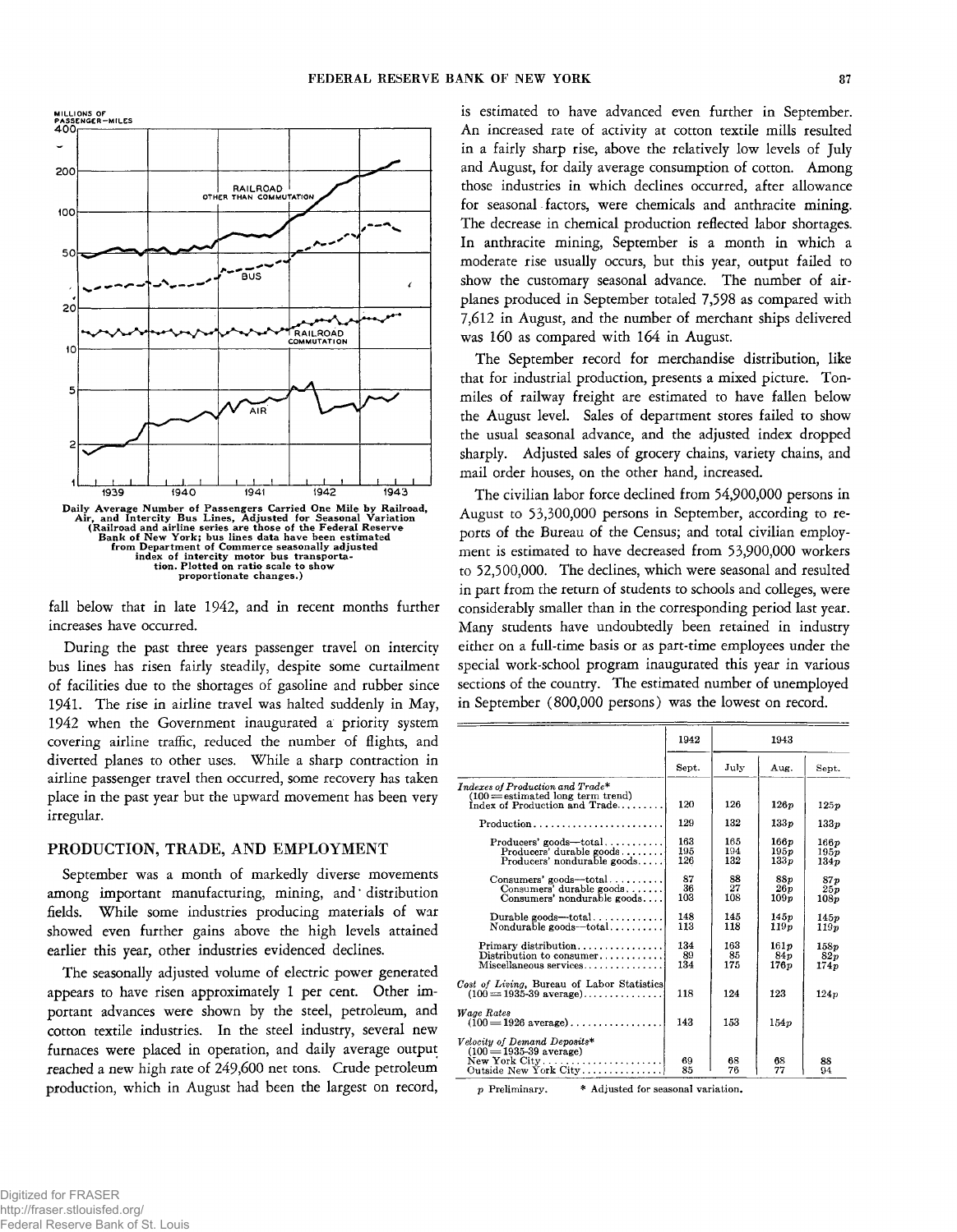Daily Average Number of Passengers Carried One Mile by Railroad, Air, and Intercity Bus Lines, Adjusted for Seasonal Variation (Railroad and airline series are those of the Federal Reserve Bank of New York; bus lines data have been estimated from Department of Commerce seasonally adjusted index of intercity motor bus transportation. Plotted on ratio scale to show proportionate changes.)

fall below that in late 1942, and in recent months further increases have occurred.

During the past three years passenger travel on intercity bus lines has risen fairly steadily, despite some curtailment of facilities due to the shortages of gasoline and rubber since 1941. The rise in airline travel was halted suddenly in May, 1942 when the Government inaugurated a priority system covering airline traffic, reduced the number of flights, and diverted planes to other uses. While a sharp contraction in airline passenger travel then occurred, some recovery has taken place in the past year but the upward movement has been very irregular.

## PRODUCTION, TRADE, AND EMPLOYMENT

September was a month of markedly diverse movements among important manufacturing, mining, and distribution fields. While some industries producing materials of war showed even further gains above the high levels attained earlier this year, other industries evidenced declines.

The seasonally adjusted volume of electric power generated appears to have risen approximately 1 per cent. Other important advances were shown by the steel, petroleum, and cotton textile industries. In the steel industry, several new furnaces were placed in operation, and daily average output reached a new high rate of 249,600 net tons. Crude petroleum production, which in August had been the largest on record, is estimated to have advanced even further in September. An increased rate of activity at cotton textile mills resulted in a fairly sharp rise, above the relatively low levels of July and August, for daily average consumption of cotton. Among those industries in which declines occurred, after allowance for seasonal factors, were chemicals and anthracite mining. The decrease in chemical production reflected labor shortages. In anthracite mining, September is a month in which a moderate rise usually occurs, but this year, output failed to show the customary seasonal advance. The number of airplanes produced in September totaled 7,598 as compared with 7,612 in August, and the number of merchant ships delivered was 160 as compared with 164 in August.

The September record for merchandise distribution, like that for industrial production, presents a mixed picture. Ton-miles of railway freight are estimated to have fallen below the August level. Sales of department stores failed to show the usual seasonal advance, and the adjusted index dropped sharply. Adjusted sales of grocery chains, variety chains, and mail order houses, on the other hand, increased.

The civilian labor force declined from 54,900,000 persons in August to 53,300,000 persons in September, according to reports of the Bureau of the Census; and total civilian employment is estimated to have decreased from 53,900,000 workers to 52,500,000. The declines, which were seasonal and resulted in part from the return of students to schools and colleges, were considerably smaller than in the corresponding period last year. Many students have undoubtedly been retained in industry either on a full-time basis or as part-time employees under the special work-school program inaugurated this year in various sections of the country. The estimated number of unemployed in September (800,000 persons) was the lowest on record.

| | 1942 | 1943 | | |
|---|---|---|---|---|
| | Sept. | July | Aug. | Sept. |
| *Indexes of Production and Trade** (100 = estimated long term trend) Index of Production and Trade | 120 | 126 | 126p | 125p |
| Production | 129 | 132 | 133p | 133p |
| Producers' goods—total | 163 | 165 | 166p | 166p |
| Producers' durable goods | 195 | 194 | 195p | 195p |
| Producers' nondurable goods | 126 | 132 | 133p | 134p |
| Consumers' goods—total | 87 | 88 | 88p | 87p |
| Consumers' durable goods | 36 | 27 | 26p | 25p |
| Consumers' nondurable goods | 103 | 108 | 109p | 108p |
| Durable goods—total | 148 | 145 | 145p | 145p |
| Nondurable goods—total | 113 | 118 | 119p | 119p |
| Primary distribution | 134 | 163 | 161p | 158p |
| Distribution to consumer | 89 | 85 | 84p | 82p |
| Miscellaneous services | 134 | 175 | 176p | 174p |
| *Cost of Living,* Bureau of Labor Statistics (100 = 1935-39 average) | 118 | 124 | 123 | 124p |
| *Wage Rates* (100 = 1926 average) | 143 | 153 | 154p | |
| *Velocity of Demand Deposits** (100 = 1935-39 average) New York City | 69 | 68 | 68 | 88 |
| Outside New York City | 85 | 76 | 77 | 94 |

p Preliminary. * Adjusted for seasonal variation.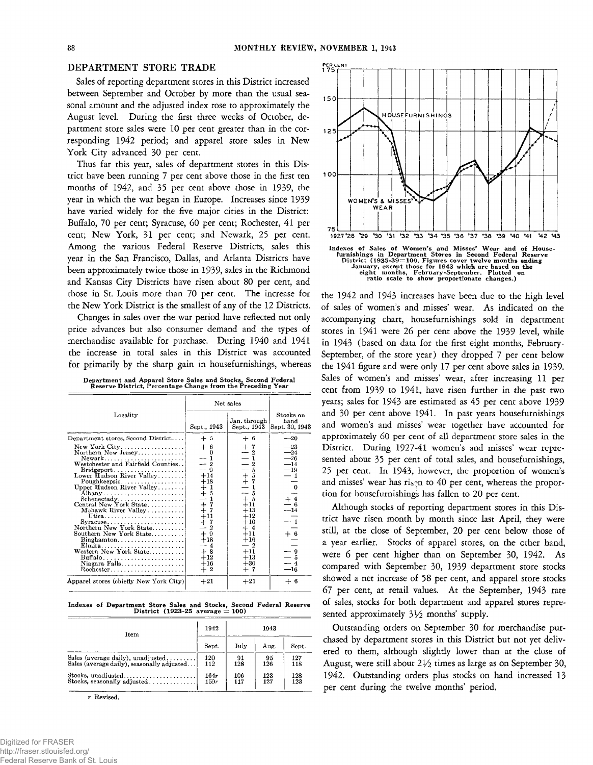## DEPARTMENT STORE TRADE

Sales of reporting department stores in this District increased between September and October by more than the usual seasonal amount and the adjusted index rose to approximately the August level. During the first three weeks of October, department store sales were 10 per cent greater than in the corresponding 1942 period; and apparel store sales in New York City advanced 30 per cent.

Thus far this year, sales of department stores in this District have been running 7 per cent above those in the first ten months of 1942, and 35 per cent above those in 1939, the year in which the war began in Europe. Increases since 1939 have varied widely for the five major cities in the District: Buffalo, 70 per cent; Syracuse, 60 per cent; Rochester, 41 per cent; New York, 31 per cent; and Newark, 25 per cent. Among the various Federal Reserve Districts, sales this year in the San Francisco, Dallas, and Atlanta Districts have been approximately twice those in 1939, sales in the Richmond and Kansas City Districts have risen about 80 per cent, and those in St. Louis more than 70 per cent. The increase for the New York District is the smallest of any of the 12 Districts.

Changes in sales over the war period have reflected not only price advances but also consumer demand and the types of merchandise available for purchase. During 1940 and 1941 the increase in total sales in this District was accounted for primarily by the sharp gain in housefurnishings, whereas the 1942 and 1943 increases have been due to the high level of sales of women's and misses' wear. As indicated on the accompanying chart, housefurnishings sold in department stores in 1941 were 26 per cent above the 1939 level, while in 1943 (based on data for the first eight months, February-September, of the store year) they dropped 7 per cent below the 1941 figure and were only 17 per cent above sales in 1939. Sales of women's and misses' wear, after increasing 11 per cent from 1939 to 1941, have risen further in the past two years; sales for 1943 are estimated as 45 per cent above 1939 and 30 per cent above 1941. In past years housefurnishings and women's and misses' wear together have accounted for approximately 60 per cent of all department store sales in the District. During 1927-41 women's and misses' wear represented about 35 per cent of total sales, and housefurnishings, 25 per cent. In 1943, however, the proportion of women's and misses' wear has risen to 40 per cent, whereas the proportion for housefurnishings has fallen to 20 per cent.

Indexes of Sales of Women's and Misses' Wear and of Housefurnishings in Department Stores in Second Federal Reserve District (1935-39=100. Figures cover twelve months ending January, except those for 1943 which are based on the eight months, February-September. Plotted on ratio scale to show proportionate changes.)

Although stocks of reporting department stores in this District have risen month by month since last April, they were still, at the close of September, 20 per cent below those of a year earlier. Stocks of apparel stores, on the other hand, were 6 per cent higher than on September 30, 1942. As compared with September 30, 1939 department store stocks showed a net increase of 58 per cent, and apparel store stocks 67 per cent, at retail values. At the September, 1943 rate of sales, stocks for both department and apparel stores represented approximately 3½ months' supply.

Outstanding orders on September 30 for merchandise purchased by department stores in this District but not yet delivered to them, although slightly lower than at the close of August, were still about 2½ times as large as on September 30, 1942. Outstanding orders plus stocks on hand increased 13 per cent during the twelve months' period.

**Department and Apparel Store Sales and Stocks, Second Federal Reserve District, Percentage Change from the Preceding Year**

| Locality | Net sales | | Stocks on hand Sept. 30, 1943 |
|---|---|---|---|
| | Sept., 1943 | Jan. through Sept., 1943 | |
| Department stores, Second District | + 5 | + 6 | −20 |
| New York City | + 6 | + 7 | −23 |
| Northern New Jersey | 0 | − 2 | −24 |
| Newark | − 1 | − 1 | −26 |
| Westchester and Fairfield Counties | − 2 | − 2 | −14 |
| Bridgeport | − 9 | − 5 | −19 |
| Lower Hudson River Valley | +14 | + 5 | − 1 |
| Poughkeepsie | +18 | + 7 | — |
| Upper Hudson River Valley | + 1 | − 1 | 0 |
| Albany | + 5 | − 5 | — |
| Schenectady | − 1 | + 5 | + 4 |
| Central New York State | + 7 | +11 | − 6 |
| Mohawk River Valley | + 7 | +13 | −14 |
| Utica | +11 | +12 | — |
| Syracuse | + 7 | +10 | − 1 |
| Northern New York State | − 2 | + 4 | — |
| Southern New York State | + 9 | +11 | + 6 |
| Binghamton | +18 | +16 | — |
| Elmira | − 4 | − 2 | — |
| Western New York State | + 8 | +11 | − 9 |
| Buffalo | +12 | +13 | − 5 |
| Niagara Falls | +16 | +30 | − 4 |
| Rochester | + 2 | + 7 | −16 |
| Apparel stores (chiefly New York City) | +21 | +21 | + 6 |

**Indexes of Department Store Sales and Stocks, Second Federal Reserve District (1923-25 average = 100)**

| Item | 1942 | 1943 | | |
|---|---|---|---|---|
| | Sept. | July | Aug. | Sept. |
| Sales (average daily), unadjusted | 120 | 91 | 95 | 127 |
| Sales (average daily), seasonally adjusted | 112 | 128 | 126 | 118 |
| Stocks, unadjusted | 164r | 106 | 123 | 128 |
| Stocks, seasonally adjusted | 150r | 117 | 127 | 123 |

r Revised.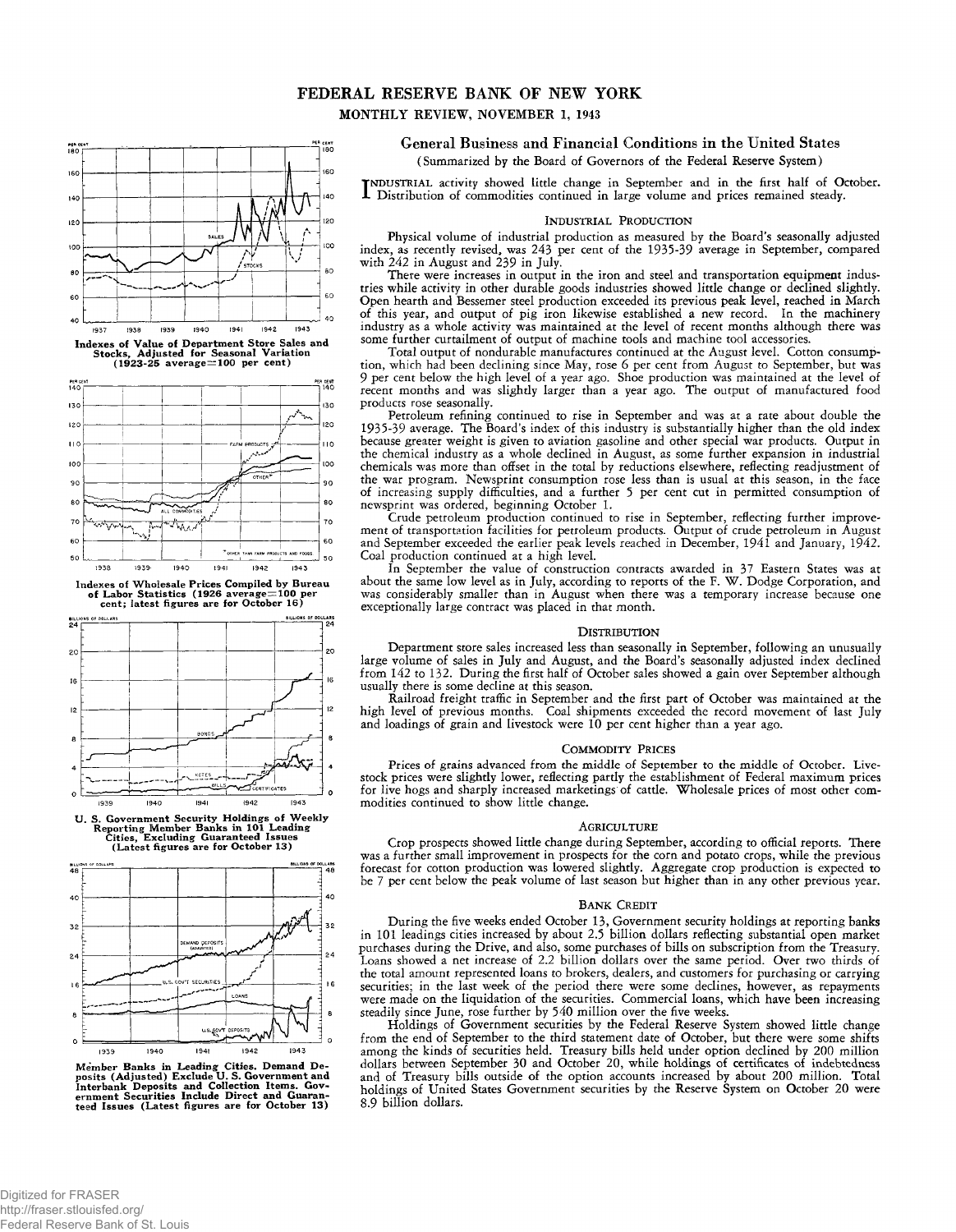# FEDERAL RESERVE BANK OF NEW YORK

MONTHLY REVIEW, NOVEMBER 1, 1943

PER CENT
180
160
140
120
100
80
60
40
SALES
STOCKS
1937 1938 1939 1940 1941 1942 1943

**Indexes of Value of Department Store Sales and Stocks, Adjusted for Seasonal Variation (1923-25 average=100 per cent)**

PER CENT
140
130
120
110
100
90
80
70
60
50
FARM PRODUCTS
OTHER*
ALL COMMODITIES
*OTHER THAN FARM PRODUCTS AND FOODS
1938 1939 1940 1941 1942 1943

**Indexes of Wholesale Prices Compiled by Bureau of Labor Statistics (1926 average=100 per cent; latest figures are for October 16)**

BILLIONS OF DOLLARS
24
20
16
12
8
4
0
BONDS
NOTES
BILLS
CERTIFICATES
1939 1940 1941 1942 1943

**U. S. Government Security Holdings of Weekly Reporting Member Banks in 101 Leading Cities, Excluding Guaranteed Issues (Latest figures are for October 13)**

BILLIONS OF DOLLARS
48
40
32
24
16
8
0
DEMAND DEPOSITS (ADJUSTED)
U.S. GOV'T SECURITIES
LOANS
U.S. GOV'T DEPOSITS
1939 1940 1941 1942 1943

**Member Banks in Leading Cities. Demand Deposits (Adjusted) Exclude U. S. Government and Interbank Deposits and Collection Items. Government Securities Include Direct and Guaranteed Issues (Latest figures are for October 13)**

## General Business and Financial Conditions in the United States

(Summarized by the Board of Governors of the Federal Reserve System)

Industrial activity showed little change in September and in the first half of October. Distribution of commodities continued in large volume and prices remained steady.

### Industrial Production

Physical volume of industrial production as measured by the Board's seasonally adjusted index, as recently revised, was 243 per cent of the 1935-39 average in September, compared with 242 in August and 239 in July.

There were increases in output in the iron and steel and transportation equipment industries while activity in other durable goods industries showed little change or declined slightly. Open hearth and Bessemer steel production exceeded its previous peak level, reached in March of this year, and output of pig iron likewise established a new record. In the machinery industry as a whole activity was maintained at the level of recent months although there was some further curtailment of output of machine tools and machine tool accessories.

Total output of nondurable manufactures continued at the August level. Cotton consumption, which had been declining since May, rose 6 per cent from August to September, but was 9 per cent below the high level of a year ago. Shoe production was maintained at the level of recent months and was slightly larger than a year ago. The output of manufactured food products rose seasonally.

Petroleum refining continued to rise in September and was at a rate about double the 1935-39 average. The Board's index of this industry is substantially higher than the old index because greater weight is given to aviation gasoline and other special war products. Output in the chemical industry as a whole declined in August, as some further expansion in industrial chemicals was more than offset in the total by reductions elsewhere, reflecting readjustment of the war program. Newsprint consumption rose less than is usual at this season, in the face of increasing supply difficulties, and a further 5 per cent cut in permitted consumption of newsprint was ordered, beginning October 1.

Crude petroleum production continued to rise in September, reflecting further improvement of transportation facilities for petroleum products. Output of crude petroleum in August and September exceeded the earlier peak levels reached in December, 1941 and January, 1942. Coal production continued at a high level.

In September the value of construction contracts awarded in 37 Eastern States was at about the same low level as in July, according to reports of the F. W. Dodge Corporation, and was considerably smaller than in August when there was a temporary increase because one exceptionally large contract was placed in that month.

### Distribution

Department store sales increased less than seasonally in September, following an unusually large volume of sales in July and August, and the Board's seasonally adjusted index declined from 142 to 132. During the first half of October sales showed a gain over September although usually there is some decline at this season.

Railroad freight traffic in September and the first part of October was maintained at the high level of previous months. Coal shipments exceeded the record movement of last July and loadings of grain and livestock were 10 per cent higher than a year ago.

### Commodity Prices

Prices of grains advanced from the middle of September to the middle of October. Livestock prices were slightly lower, reflecting partly the establishment of Federal maximum prices for live hogs and sharply increased marketings of cattle. Wholesale prices of most other commodities continued to show little change.

### Agriculture

Crop prospects showed little change during September, according to official reports. There was a further small improvement in prospects for the corn and potato crops, while the previous forecast for cotton production was lowered slightly. Aggregate crop production is expected to be 7 per cent below the peak volume of last season but higher than in any other previous year.

### Bank Credit

During the five weeks ended October 13, Government security holdings at reporting banks in 101 leadings cities increased by about 2.5 billion dollars reflecting substantial open market purchases during the Drive, and also, some purchases of bills on subscription from the Treasury. Loans showed a net increase of 2.2 billion dollars over the same period. Over two thirds of the total amount represented loans to brokers, dealers, and customers for purchasing or carrying securities; in the last week of the period there were some declines, however, as repayments were made on the liquidation of the securities. Commercial loans, which have been increasing steadily since June, rose further by 540 million over the five weeks.

Holdings of Government securities by the Federal Reserve System showed little change from the end of September to the third statement date of October, but there were some shifts among the kinds of securities held. Treasury bills held under option declined by 200 million dollars between September 30 and October 20, while holdings of certificates of indebtedness and of Treasury bills outside of the option accounts increased by about 200 million. Total holdings of United States Government securities by the Reserve System on October 20 were 8.9 billion dollars.